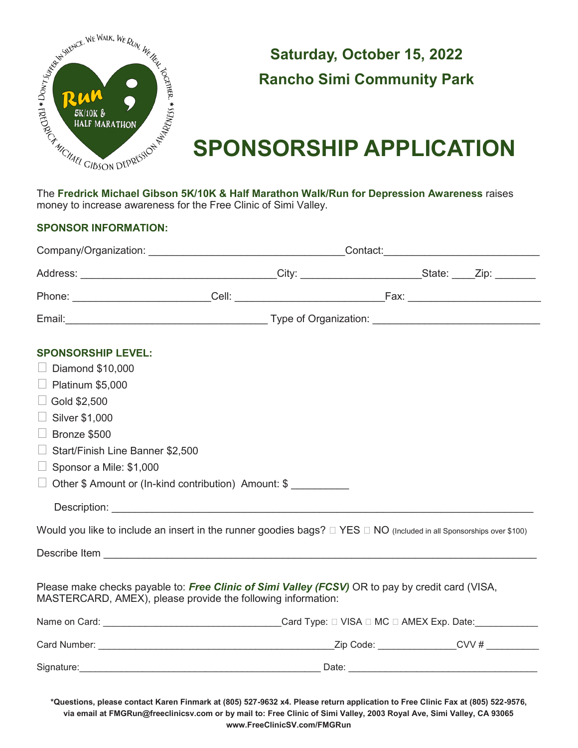DON'T SUFFER IN SILENCE. WE WALK, WE RUN, WE HEAL, TOGETHER. * FREDRICK MICHAEL GIBSON DEPRESSION AWARENESS *

Run 5K/10K & HALF MARATHON

**Saturday, October 15, 2022**

**Rancho Simi Community Park**

# SPONSORSHIP APPLICATION

The **Fredrick Michael Gibson 5K/10K & Half Marathon Walk/Run for Depression Awareness** raises money to increase awareness for the Free Clinic of Simi Valley.

**SPONSOR INFORMATION:**

Company/Organization: _________________________________ Contact: __________________________

Address: _________________________________ City: ____________________ State: ____ Zip: _______

Phone: ______________________ Cell: ________________________ Fax: ______________________

Email: _________________________________ Type of Organization: ____________________________

**SPONSORSHIP LEVEL:**

☐ Diamond $10,000
☐ Platinum $5,000
☐ Gold $2,500
☐ Silver $1,000
☐ Bronze $500
☐ Start/Finish Line Banner $2,500
☐ Sponsor a Mile: $1,000
☐ Other $ Amount or (In-kind contribution) Amount: $ __________

Description: ________________________________________________________________________

Would you like to include an insert in the runner goodies bags? ☐ YES ☐ NO (Included in all Sponsorships over $100)

Describe Item ________________________________________________________________________

Please make checks payable to: ***Free Clinic of Simi Valley (FCSV)*** OR to pay by credit card (VISA, MASTERCARD, AMEX), please provide the following information:

Name on Card: _________________________________ Card Type: ☐ VISA ☐ MC ☐ AMEX Exp. Date: ___________

Card Number: ____________________________________________ Zip Code: ______________ CVV # __________

Signature: ____________________________________________ Date: ___________________________________

**\*Questions, please contact Karen Finmark at (805) 527-9632 x4. Please return application to Free Clinic Fax at (805) 522-9576, via email at FMGRun@freeclinicsv.com or by mail to: Free Clinic of Simi Valley, 2003 Royal Ave, Simi Valley, CA 93065 www.FreeClinicSV.com/FMGRun**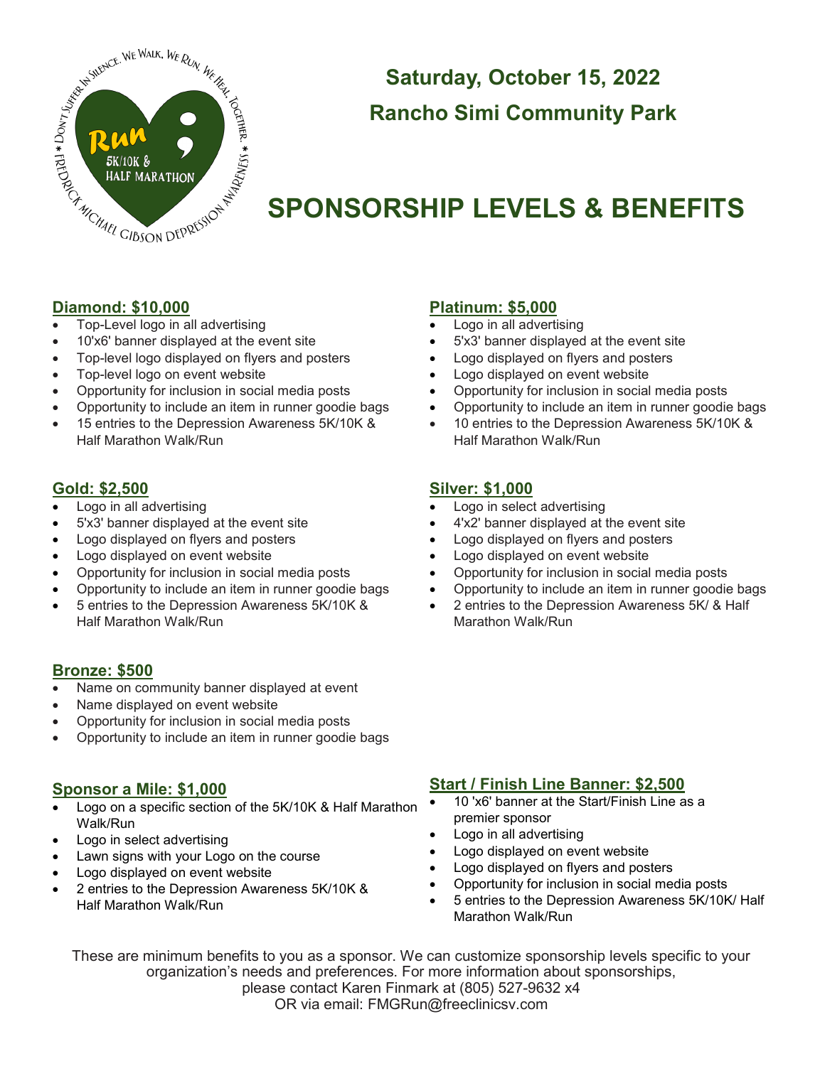Don't Suffer In Silence. We Walk, We Run, We Heal, Together. * Fredrick Michael Gibson Depression Awareness *

Run 5K/10K & HALF MARATHON

## Saturday, October 15, 2022

## Rancho Simi Community Park

# SPONSORSHIP LEVELS & BENEFITS

**Diamond: $10,000**

- Top-Level logo in all advertising
- 10'x6' banner displayed at the event site
- Top-level logo displayed on flyers and posters
- Top-level logo on event website
- Opportunity for inclusion in social media posts
- Opportunity to include an item in runner goodie bags
- 15 entries to the Depression Awareness 5K/10K & Half Marathon Walk/Run

**Platinum: $5,000**

- Logo in all advertising
- 5'x3' banner displayed at the event site
- Logo displayed on flyers and posters
- Logo displayed on event website
- Opportunity for inclusion in social media posts
- Opportunity to include an item in runner goodie bags
- 10 entries to the Depression Awareness 5K/10K & Half Marathon Walk/Run

**Gold: $2,500**

- Logo in all advertising
- 5'x3' banner displayed at the event site
- Logo displayed on flyers and posters
- Logo displayed on event website
- Opportunity for inclusion in social media posts
- Opportunity to include an item in runner goodie bags
- 5 entries to the Depression Awareness 5K/10K & Half Marathon Walk/Run

**Silver: $1,000**

- Logo in select advertising
- 4'x2' banner displayed at the event site
- Logo displayed on flyers and posters
- Logo displayed on event website
- Opportunity for inclusion in social media posts
- Opportunity to include an item in runner goodie bags
- 2 entries to the Depression Awareness 5K/ & Half Marathon Walk/Run

**Bronze: $500**

- Name on community banner displayed at event
- Name displayed on event website
- Opportunity for inclusion in social media posts
- Opportunity to include an item in runner goodie bags

**Sponsor a Mile: $1,000**

- Logo on a specific section of the 5K/10K & Half Marathon Walk/Run
- Logo in select advertising
- Lawn signs with your Logo on the course
- Logo displayed on event website
- 2 entries to the Depression Awareness 5K/10K & Half Marathon Walk/Run

**Start / Finish Line Banner: $2,500**

- 10 'x6' banner at the Start/Finish Line as a premier sponsor
- Logo in all advertising
- Logo displayed on event website
- Logo displayed on flyers and posters
- Opportunity for inclusion in social media posts
- 5 entries to the Depression Awareness 5K/10K/ Half Marathon Walk/Run

These are minimum benefits to you as a sponsor. We can customize sponsorship levels specific to your organization's needs and preferences. For more information about sponsorships, please contact Karen Finmark at (805) 527-9632 x4 OR via email: FMGRun@freeclinicsv.com